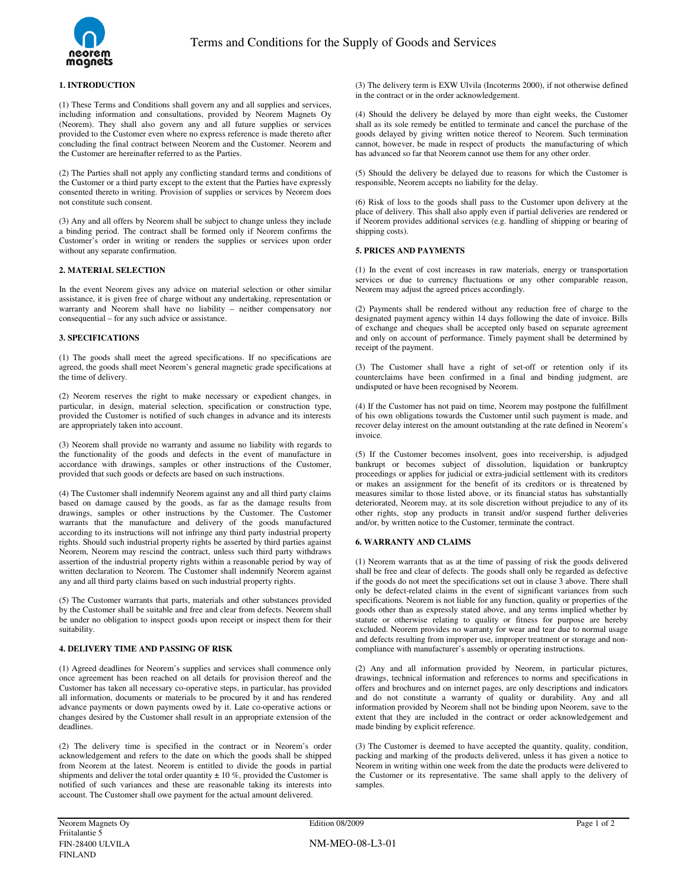# Terms and Conditions for the Supply of Goods and Services

## 1. INTRODUCTION

(1) These Terms and Conditions shall govern any and all supplies and services, including information and consultations, provided by Neorem Magnets Oy (Neorem). They shall also govern any and all future supplies or services provided to the Customer even where no express reference is made thereto after concluding the final contract between Neorem and the Customer. Neorem and the Customer are hereinafter referred to as the Parties.

(2) The Parties shall not apply any conflicting standard terms and conditions of the Customer or a third party except to the extent that the Parties have expressly consented thereto in writing. Provision of supplies or services by Neorem does not constitute such consent.

(3) Any and all offers by Neorem shall be subject to change unless they include a binding period. The contract shall be formed only if Neorem confirms the Customer's order in writing or renders the supplies or services upon order without any separate confirmation.

## 2. MATERIAL SELECTION

In the event Neorem gives any advice on material selection or other similar assistance, it is given free of charge without any undertaking, representation or warranty and Neorem shall have no liability – neither compensatory nor consequential – for any such advice or assistance.

## 3. SPECIFICATIONS

(1) The goods shall meet the agreed specifications. If no specifications are agreed, the goods shall meet Neorem's general magnetic grade specifications at the time of delivery.

(2) Neorem reserves the right to make necessary or expedient changes, in particular, in design, material selection, specification or construction type, provided the Customer is notified of such changes in advance and its interests are appropriately taken into account.

(3) Neorem shall provide no warranty and assume no liability with regards to the functionality of the goods and defects in the event of manufacture in accordance with drawings, samples or other instructions of the Customer, provided that such goods or defects are based on such instructions.

(4) The Customer shall indemnify Neorem against any and all third party claims based on damage caused by the goods, as far as the damage results from drawings, samples or other instructions by the Customer. The Customer warrants that the manufacture and delivery of the goods manufactured according to its instructions will not infringe any third party industrial property rights. Should such industrial property rights be asserted by third parties against Neorem, Neorem may rescind the contract, unless such third party withdraws assertion of the industrial property rights within a reasonable period by way of written declaration to Neorem. The Customer shall indemnify Neorem against any and all third party claims based on such industrial property rights.

(5) The Customer warrants that parts, materials and other substances provided by the Customer shall be suitable and free and clear from defects. Neorem shall be under no obligation to inspect goods upon receipt or inspect them for their suitability.

## 4. DELIVERY TIME AND PASSING OF RISK

(1) Agreed deadlines for Neorem's supplies and services shall commence only once agreement has been reached on all details for provision thereof and the Customer has taken all necessary co-operative steps, in particular, has provided all information, documents or materials to be procured by it and has rendered advance payments or down payments owed by it. Late co-operative actions or changes desired by the Customer shall result in an appropriate extension of the deadlines.

(2) The delivery time is specified in the contract or in Neorem's order acknowledgement and refers to the date on which the goods shall be shipped from Neorem at the latest. Neorem is entitled to divide the goods in partial shipments and deliver the total order quantity ± 10 %, provided the Customer is notified of such variances and these are reasonable taking its interests into account. The Customer shall owe payment for the actual amount delivered.

(3) The delivery term is EXW Ulvila (Incoterms 2000), if not otherwise defined in the contract or in the order acknowledgement.

(4) Should the delivery be delayed by more than eight weeks, the Customer shall as its sole remedy be entitled to terminate and cancel the purchase of the goods delayed by giving written notice thereof to Neorem. Such termination cannot, however, be made in respect of products the manufacturing of which has advanced so far that Neorem cannot use them for any other order.

(5) Should the delivery be delayed due to reasons for which the Customer is responsible, Neorem accepts no liability for the delay.

(6) Risk of loss to the goods shall pass to the Customer upon delivery at the place of delivery. This shall also apply even if partial deliveries are rendered or if Neorem provides additional services (e.g. handling of shipping or bearing of shipping costs).

## 5. PRICES AND PAYMENTS

(1) In the event of cost increases in raw materials, energy or transportation services or due to currency fluctuations or any other comparable reason, Neorem may adjust the agreed prices accordingly.

(2) Payments shall be rendered without any reduction free of charge to the designated payment agency within 14 days following the date of invoice. Bills of exchange and cheques shall be accepted only based on separate agreement and only on account of performance. Timely payment shall be determined by receipt of the payment.

(3) The Customer shall have a right of set-off or retention only if its counterclaims have been confirmed in a final and binding judgment, are undisputed or have been recognised by Neorem.

(4) If the Customer has not paid on time, Neorem may postpone the fulfillment of his own obligations towards the Customer until such payment is made, and recover delay interest on the amount outstanding at the rate defined in Neorem's invoice.

(5) If the Customer becomes insolvent, goes into receivership, is adjudged bankrupt or becomes subject of dissolution, liquidation or bankruptcy proceedings or applies for judicial or extra-judicial settlement with its creditors or makes an assignment for the benefit of its creditors or is threatened by measures similar to those listed above, or its financial status has substantially deteriorated, Neorem may, at its sole discretion without prejudice to any of its other rights, stop any products in transit and/or suspend further deliveries and/or, by written notice to the Customer, terminate the contract.

## 6. WARRANTY AND CLAIMS

(1) Neorem warrants that as at the time of passing of risk the goods delivered shall be free and clear of defects. The goods shall only be regarded as defective if the goods do not meet the specifications set out in clause 3 above. There shall only be defect-related claims in the event of significant variances from such specifications. Neorem is not liable for any function, quality or properties of the goods other than as expressly stated above, and any terms implied whether by statute or otherwise relating to quality or fitness for purpose are hereby excluded. Neorem provides no warranty for wear and tear due to normal usage and defects resulting from improper use, improper treatment or storage and non-compliance with manufacturer's assembly or operating instructions.

(2) Any and all information provided by Neorem, in particular pictures, drawings, technical information and references to norms and specifications in offers and brochures and on internet pages, are only descriptions and indicators and do not constitute a warranty of quality or durability. Any and all information provided by Neorem shall not be binding upon Neorem, save to the extent that they are included in the contract or order acknowledgement and made binding by explicit reference.

(3) The Customer is deemed to have accepted the quantity, quality, condition, packing and marking of the products delivered, unless it has given a notice to Neorem in writing within one week from the date the products were delivered to the Customer or its representative. The same shall apply to the delivery of samples.

Neorem Magnets Oy
Friitalantie 5
FIN-28400 ULVILA
FINLAND

Edition 08/2009

NM-MEO-08-L3-01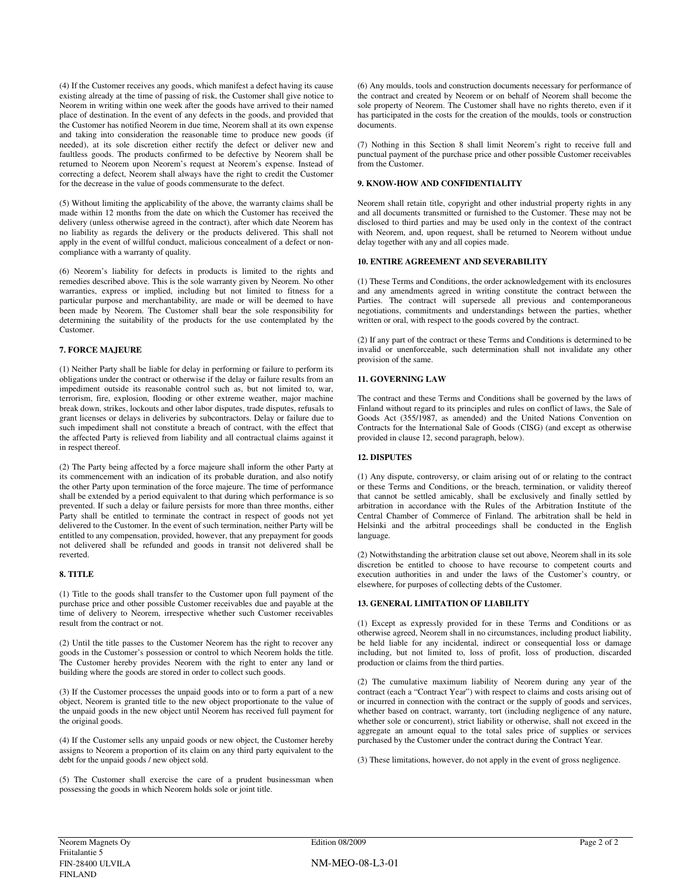(4) If the Customer receives any goods, which manifest a defect having its cause existing already at the time of passing of risk, the Customer shall give notice to Neorem in writing within one week after the goods have arrived to their named place of destination. In the event of any defects in the goods, and provided that the Customer has notified Neorem in due time, Neorem shall at its own expense and taking into consideration the reasonable time to produce new goods (if needed), at its sole discretion either rectify the defect or deliver new and faultless goods. The products confirmed to be defective by Neorem shall be returned to Neorem upon Neorem's request at Neorem's expense. Instead of correcting a defect, Neorem shall always have the right to credit the Customer for the decrease in the value of goods commensurate to the defect.

(5) Without limiting the applicability of the above, the warranty claims shall be made within 12 months from the date on which the Customer has received the delivery (unless otherwise agreed in the contract), after which date Neorem has no liability as regards the delivery or the products delivered. This shall not apply in the event of willful conduct, malicious concealment of a defect or non-compliance with a warranty of quality.

(6) Neorem's liability for defects in products is limited to the rights and remedies described above. This is the sole warranty given by Neorem. No other warranties, express or implied, including but not limited to fitness for a particular purpose and merchantability, are made or will be deemed to have been made by Neorem. The Customer shall bear the sole responsibility for determining the suitability of the products for the use contemplated by the Customer.

**7. FORCE MAJEURE**

(1) Neither Party shall be liable for delay in performing or failure to perform its obligations under the contract or otherwise if the delay or failure results from an impediment outside its reasonable control such as, but not limited to, war, terrorism, fire, explosion, flooding or other extreme weather, major machine break down, strikes, lockouts and other labor disputes, trade disputes, refusals to grant licenses or delays in deliveries by subcontractors. Delay or failure due to such impediment shall not constitute a breach of contract, with the effect that the affected Party is relieved from liability and all contractual claims against it in respect thereof.

(2) The Party being affected by a force majeure shall inform the other Party at its commencement with an indication of its probable duration, and also notify the other Party upon termination of the force majeure. The time of performance shall be extended by a period equivalent to that during which performance is so prevented. If such a delay or failure persists for more than three months, either Party shall be entitled to terminate the contract in respect of goods not yet delivered to the Customer. In the event of such termination, neither Party will be entitled to any compensation, provided, however, that any prepayment for goods not delivered shall be refunded and goods in transit not delivered shall be reverted.

**8. TITLE**

(1) Title to the goods shall transfer to the Customer upon full payment of the purchase price and other possible Customer receivables due and payable at the time of delivery to Neorem, irrespective whether such Customer receivables result from the contract or not.

(2) Until the title passes to the Customer Neorem has the right to recover any goods in the Customer's possession or control to which Neorem holds the title. The Customer hereby provides Neorem with the right to enter any land or building where the goods are stored in order to collect such goods.

(3) If the Customer processes the unpaid goods into or to form a part of a new object, Neorem is granted title to the new object proportionate to the value of the unpaid goods in the new object until Neorem has received full payment for the original goods.

(4) If the Customer sells any unpaid goods or new object, the Customer hereby assigns to Neorem a proportion of its claim on any third party equivalent to the debt for the unpaid goods / new object sold.

(5) The Customer shall exercise the care of a prudent businessman when possessing the goods in which Neorem holds sole or joint title.

(6) Any moulds, tools and construction documents necessary for performance of the contract and created by Neorem or on behalf of Neorem shall become the sole property of Neorem. The Customer shall have no rights thereto, even if it has participated in the costs for the creation of the moulds, tools or construction documents.

(7) Nothing in this Section 8 shall limit Neorem's right to receive full and punctual payment of the purchase price and other possible Customer receivables from the Customer.

**9. KNOW-HOW AND CONFIDENTIALITY**

Neorem shall retain title, copyright and other industrial property rights in any and all documents transmitted or furnished to the Customer. These may not be disclosed to third parties and may be used only in the context of the contract with Neorem, and, upon request, shall be returned to Neorem without undue delay together with any and all copies made.

**10. ENTIRE AGREEMENT AND SEVERABILITY**

(1) These Terms and Conditions, the order acknowledgement with its enclosures and any amendments agreed in writing constitute the contract between the Parties. The contract will supersede all previous and contemporaneous negotiations, commitments and understandings between the parties, whether written or oral, with respect to the goods covered by the contract.

(2) If any part of the contract or these Terms and Conditions is determined to be invalid or unenforceable, such determination shall not invalidate any other provision of the same.

**11. GOVERNING LAW**

The contract and these Terms and Conditions shall be governed by the laws of Finland without regard to its principles and rules on conflict of laws, the Sale of Goods Act (355/1987, as amended) and the United Nations Convention on Contracts for the International Sale of Goods (CISG) (and except as otherwise provided in clause 12, second paragraph, below).

**12. DISPUTES**

(1) Any dispute, controversy, or claim arising out of or relating to the contract or these Terms and Conditions, or the breach, termination, or validity thereof that cannot be settled amicably, shall be exclusively and finally settled by arbitration in accordance with the Rules of the Arbitration Institute of the Central Chamber of Commerce of Finland. The arbitration shall be held in Helsinki and the arbitral proceedings shall be conducted in the English language.

(2) Notwithstanding the arbitration clause set out above, Neorem shall in its sole discretion be entitled to choose to have recourse to competent courts and execution authorities in and under the laws of the Customer's country, or elsewhere, for purposes of collecting debts of the Customer.

**13. GENERAL LIMITATION OF LIABILITY**

(1) Except as expressly provided for in these Terms and Conditions or as otherwise agreed, Neorem shall in no circumstances, including product liability, be held liable for any incidental, indirect or consequential loss or damage including, but not limited to, loss of profit, loss of production, discarded production or claims from the third parties.

(2) The cumulative maximum liability of Neorem during any year of the contract (each a "Contract Year") with respect to claims and costs arising out of or incurred in connection with the contract or the supply of goods and services, whether based on contract, warranty, tort (including negligence of any nature, whether sole or concurrent), strict liability or otherwise, shall not exceed in the aggregate an amount equal to the total sales price of supplies or services purchased by the Customer under the contract during the Contract Year.

(3) These limitations, however, do not apply in the event of gross negligence.

Neorem Magnets Oy
Friitalantie 5
FIN-28400 ULVILA
FINLAND

Edition 08/2009

NM-MEO-08-L3-01